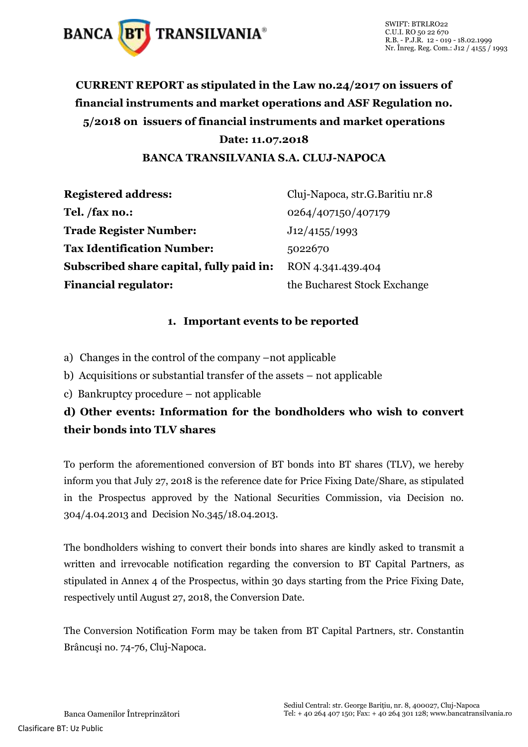SWIFT: BTRLRO22
C.U.I. RO 50 22 670
R.B. - P.J.R. 12 - 019 - 18.02.1999
Nr. Înreg. Reg. Com.: J12 / 4155 / 1993

# CURRENT REPORT as stipulated in the Law no.24/2017 on issuers of financial instruments and market operations and ASF Regulation no. 5/2018 on issuers of financial instruments and market operations

**Date: 11.07.2018**

**BANCA TRANSILVANIA S.A. CLUJ-NAPOCA**

| | |
|---|---|
| **Registered address:** | Cluj-Napoca, str.G.Baritiu nr.8 |
| **Tel. /fax no.:** | 0264/407150/407179 |
| **Trade Register Number:** | J12/4155/1993 |
| **Tax Identification Number:** | 5022670 |
| **Subscribed share capital, fully paid in:** | RON 4.341.439.404 |
| **Financial regulator:** | the Bucharest Stock Exchange |

## 1. Important events to be reported

a) Changes in the control of the company –not applicable

b) Acquisitions or substantial transfer of the assets – not applicable

c) Bankruptcy procedure – not applicable

**d) Other events: Information for the bondholders who wish to convert their bonds into TLV shares**

To perform the aforementioned conversion of BT bonds into BT shares (TLV), we hereby inform you that July 27, 2018 is the reference date for Price Fixing Date/Share, as stipulated in the Prospectus approved by the National Securities Commission, via Decision no. 304/4.04.2013 and Decision No.345/18.04.2013.

The bondholders wishing to convert their bonds into shares are kindly asked to transmit a written and irrevocable notification regarding the conversion to BT Capital Partners, as stipulated in Annex 4 of the Prospectus, within 30 days starting from the Price Fixing Date, respectively until August 27, 2018, the Conversion Date.

The Conversion Notification Form may be taken from BT Capital Partners, str. Constantin Brâncuşi no. 74-76, Cluj-Napoca.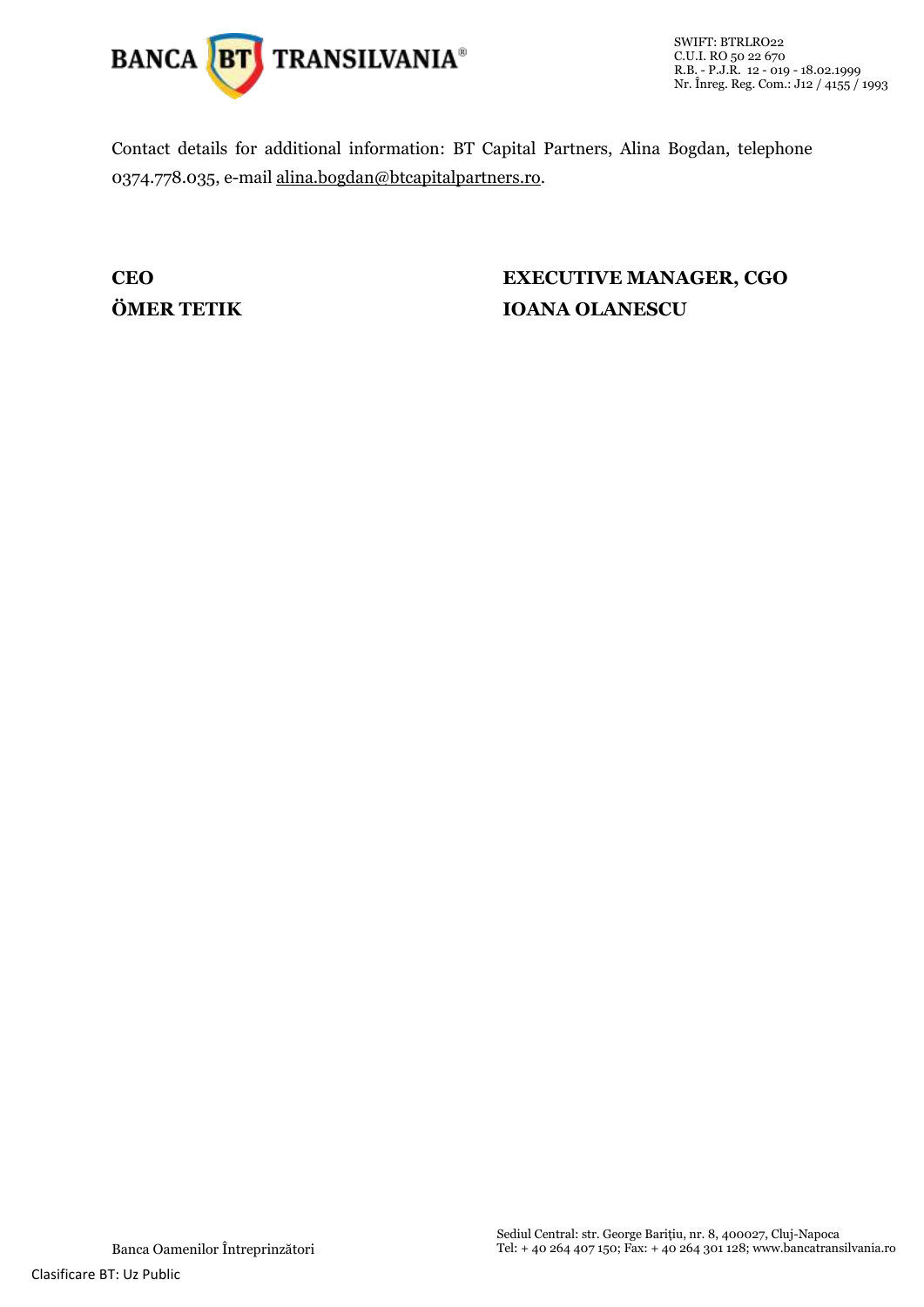Contact details for additional information: BT Capital Partners, Alina Bogdan, telephone 0374.778.035, e-mail alina.bogdan@btcapitalpartners.ro.

| | |
|---|---|
| **CEO** | **EXECUTIVE MANAGER, CGO** |
| **ÖMER TETIK** | **IOANA OLANESCU** |